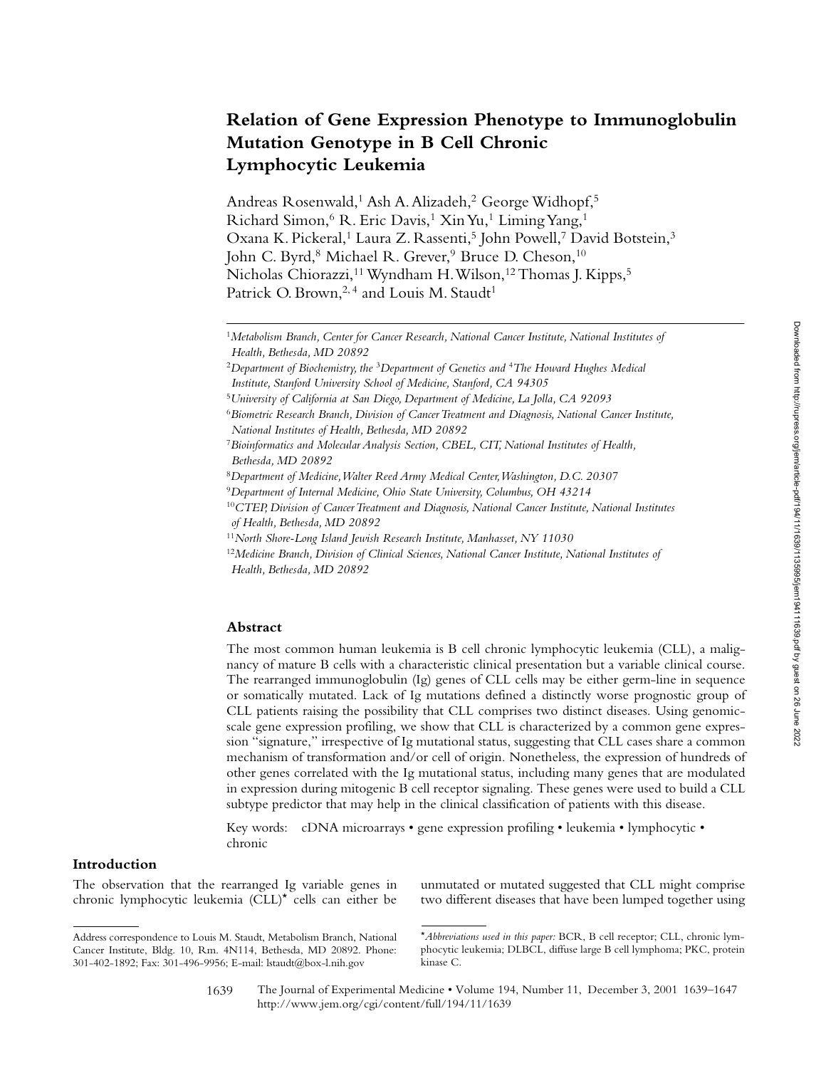# Relation of Gene Expression Phenotype to Immunoglobulin Mutation Genotype in B Cell Chronic Lymphocytic Leukemia

Andreas Rosenwald,[1] Ash A. Alizadeh,[2] George Widhopf,[5] Richard Simon,[6] R. Eric Davis,[1] Xin Yu,[1] Liming Yang,[1] Oxana K. Pickeral,[1] Laura Z. Rassenti,[5] John Powell,[7] David Botstein,[3] John C. Byrd,[8] Michael R. Grever,[9] Bruce D. Cheson,[10] Nicholas Chiorazzi,[11] Wyndham H. Wilson,[12] Thomas J. Kipps,[5] Patrick O. Brown,[2,4] and Louis M. Staudt[1]

[1]*Metabolism Branch, Center for Cancer Research, National Cancer Institute, National Institutes of Health, Bethesda, MD 20892*

[2]*Department of Biochemistry, the* [3]*Department of Genetics and* [4]*The Howard Hughes Medical Institute, Stanford University School of Medicine, Stanford, CA 94305*

[5]*University of California at San Diego, Department of Medicine, La Jolla, CA 92093*

[6]*Biometric Research Branch, Division of Cancer Treatment and Diagnosis, National Cancer Institute, National Institutes of Health, Bethesda, MD 20892*

[7]*Bioinformatics and Molecular Analysis Section, CBEL, CIT, National Institutes of Health, Bethesda, MD 20892*

[8]*Department of Medicine, Walter Reed Army Medical Center, Washington, D.C. 20307*

[9]*Department of Internal Medicine, Ohio State University, Columbus, OH 43214*

[10]*CTEP, Division of Cancer Treatment and Diagnosis, National Cancer Institute, National Institutes of Health, Bethesda, MD 20892*

[11]*North Shore-Long Island Jewish Research Institute, Manhasset, NY 11030*

[12]*Medicine Branch, Division of Clinical Sciences, National Cancer Institute, National Institutes of Health, Bethesda, MD 20892*

## Abstract

The most common human leukemia is B cell chronic lymphocytic leukemia (CLL), a malignancy of mature B cells with a characteristic clinical presentation but a variable clinical course. The rearranged immunoglobulin (Ig) genes of CLL cells may be either germ-line in sequence or somatically mutated. Lack of Ig mutations defined a distinctly worse prognostic group of CLL patients raising the possibility that CLL comprises two distinct diseases. Using genomic-scale gene expression profiling, we show that CLL is characterized by a common gene expression "signature," irrespective of Ig mutational status, suggesting that CLL cases share a common mechanism of transformation and/or cell of origin. Nonetheless, the expression of hundreds of other genes correlated with the Ig mutational status, including many genes that are modulated in expression during mitogenic B cell receptor signaling. These genes were used to build a CLL subtype predictor that may help in the clinical classification of patients with this disease.

Key words: cDNA microarrays • gene expression profiling • leukemia • lymphocytic • chronic

## Introduction

The observation that the rearranged Ig variable genes in chronic lymphocytic leukemia (CLL)* cells can either be unmutated or mutated suggested that CLL might comprise two different diseases that have been lumped together using

---

Address correspondence to Louis M. Staudt, Metabolism Branch, National Cancer Institute, Bldg. 10, Rm. 4N114, Bethesda, MD 20892. Phone: 301-402-1892; Fax: 301-496-9956; E-mail: lstaudt@box-l.nih.gov

**Abbreviations used in this paper:* BCR, B cell receptor; CLL, chronic lymphocytic leukemia; DLBCL, diffuse large B cell lymphoma; PKC, protein kinase C.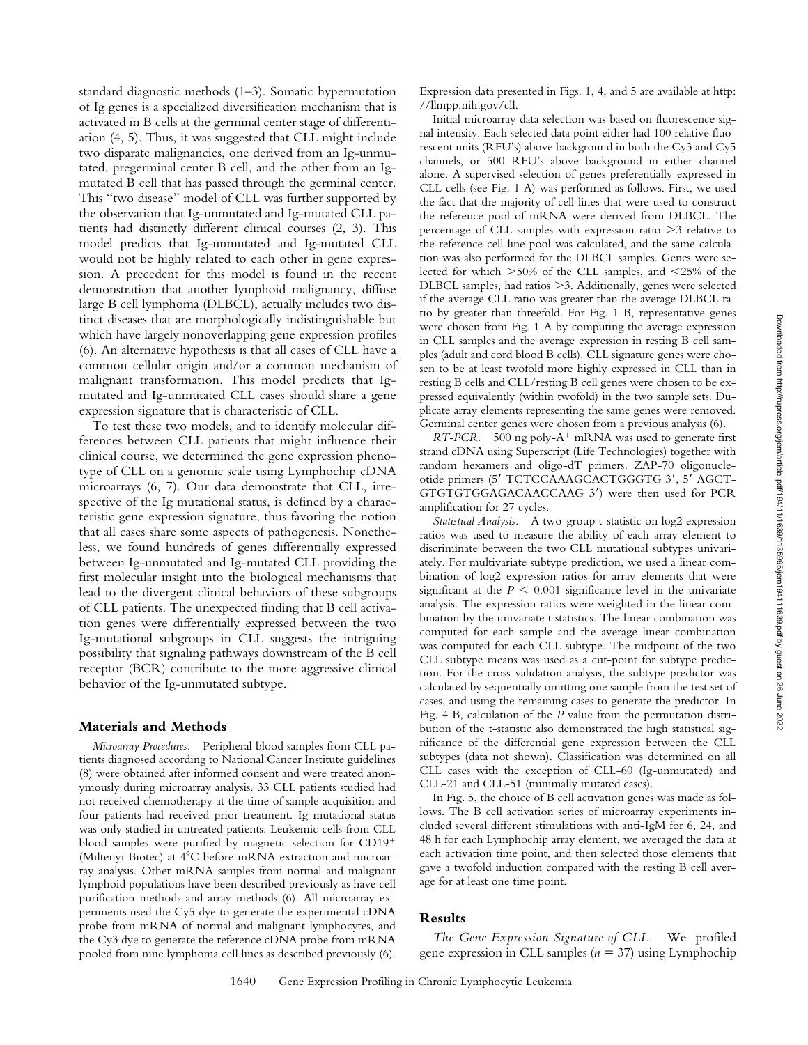standard diagnostic methods (1–3). Somatic hypermutation of Ig genes is a specialized diversification mechanism that is activated in B cells at the germinal center stage of differentiation (4, 5). Thus, it was suggested that CLL might include two disparate malignancies, one derived from an Ig-unmutated, pregerminal center B cell, and the other from an Ig-mutated B cell that has passed through the germinal center. This "two disease" model of CLL was further supported by the observation that Ig-unmutated and Ig-mutated CLL patients had distinctly different clinical courses (2, 3). This model predicts that Ig-unmutated and Ig-mutated CLL would not be highly related to each other in gene expression. A precedent for this model is found in the recent demonstration that another lymphoid malignancy, diffuse large B cell lymphoma (DLBCL), actually includes two distinct diseases that are morphologically indistinguishable but which have largely nonoverlapping gene expression profiles (6). An alternative hypothesis is that all cases of CLL have a common cellular origin and/or a common mechanism of malignant transformation. This model predicts that Ig-mutated and Ig-unmutated CLL cases should share a gene expression signature that is characteristic of CLL.

To test these two models, and to identify molecular differences between CLL patients that might influence their clinical course, we determined the gene expression phenotype of CLL on a genomic scale using Lymphochip cDNA microarrays (6, 7). Our data demonstrate that CLL, irrespective of the Ig mutational status, is defined by a characteristic gene expression signature, thus favoring the notion that all cases share some aspects of pathogenesis. Nonetheless, we found hundreds of genes differentially expressed between Ig-unmutated and Ig-mutated CLL providing the first molecular insight into the biological mechanisms that lead to the divergent clinical behaviors of these subgroups of CLL patients. The unexpected finding that B cell activation genes were differentially expressed between the two Ig-mutational subgroups in CLL suggests the intriguing possibility that signaling pathways downstream of the B cell receptor (BCR) contribute to the more aggressive clinical behavior of the Ig-unmutated subtype.

## Materials and Methods

*Microarray Procedures.* Peripheral blood samples from CLL patients diagnosed according to National Cancer Institute guidelines (8) were obtained after informed consent and were treated anonymously during microarray analysis. 33 CLL patients studied had not received chemotherapy at the time of sample acquisition and four patients had received prior treatment. Ig mutational status was only studied in untreated patients. Leukemic cells from CLL blood samples were purified by magnetic selection for CD19+ (Miltenyi Biotec) at 4°C before mRNA extraction and microarray analysis. Other mRNA samples from normal and malignant lymphoid populations have been described previously as have cell purification methods and array methods (6). All microarray experiments used the Cy5 dye to generate the experimental cDNA probe from mRNA of normal and malignant lymphocytes, and the Cy3 dye to generate the reference cDNA probe from mRNA pooled from nine lymphoma cell lines as described previously (6). Expression data presented in Figs. 1, 4, and 5 are available at http://llmpp.nih.gov/cll.

Initial microarray data selection was based on fluorescence signal intensity. Each selected data point either had 100 relative fluorescent units (RFU's) above background in both the Cy3 and Cy5 channels, or 500 RFU's above background in either channel alone. A supervised selection of genes preferentially expressed in CLL cells (see Fig. 1 A) was performed as follows. First, we used the fact that the majority of cell lines that were used to construct the reference pool of mRNA were derived from DLBCL. The percentage of CLL samples with expression ratio >3 relative to the reference cell line pool was calculated, and the same calculation was also performed for the DLBCL samples. Genes were selected for which >50% of the CLL samples, and <25% of the DLBCL samples, had ratios >3. Additionally, genes were selected if the average CLL ratio was greater than the average DLBCL ratio by greater than threefold. For Fig. 1 B, representative genes were chosen from Fig. 1 A by computing the average expression in CLL samples and the average expression in resting B cell samples (adult and cord blood B cells). CLL signature genes were chosen to be at least twofold more highly expressed in CLL than in resting B cells and CLL/resting B cell genes were chosen to be expressed equivalently (within twofold) in the two sample sets. Duplicate array elements representing the same genes were removed. Germinal center genes were chosen from a previous analysis (6).

*RT-PCR.* 500 ng poly-A+ mRNA was used to generate first strand cDNA using Superscript (Life Technologies) together with random hexamers and oligo-dT primers. ZAP-70 oligonucleotide primers (5′ TCTCCAAAGCACTGGGTG 3′, 5′ AGCTGTGTGTGGAGACAACCAAG 3′) were then used for PCR amplification for 27 cycles.

*Statistical Analysis.* A two-group t-statistic on log2 expression ratios was used to measure the ability of each array element to discriminate between the two CLL mutational subtypes univariately. For multivariate subtype prediction, we used a linear combination of log2 expression ratios for array elements that were significant at the $P < 0.001$ significance level in the univariate analysis. The expression ratios were weighted in the linear combination by the univariate t statistics. The linear combination was computed for each sample and the average linear combination was computed for each CLL subtype. The midpoint of the two CLL subtype means was used as a cut-point for subtype prediction. For the cross-validation analysis, the subtype predictor was calculated by sequentially omitting one sample from the test set of cases, and using the remaining cases to generate the predictor. In Fig. 4 B, calculation of the $P$ value from the permutation distribution of the t-statistic also demonstrated the high statistical significance of the differential gene expression between the CLL subtypes (data not shown). Classification was determined on all CLL cases with the exception of CLL-60 (Ig-unmutated) and CLL-21 and CLL-51 (minimally mutated cases).

In Fig. 5, the choice of B cell activation genes was made as follows. The B cell activation series of microarray experiments included several different stimulations with anti-IgM for 6, 24, and 48 h for each Lymphochip array element, we averaged the data at each activation time point, and then selected those elements that gave a twofold induction compared with the resting B cell average for at least one time point.

## Results

*The Gene Expression Signature of CLL.* We profiled gene expression in CLL samples ($n = 37$) using Lymphochip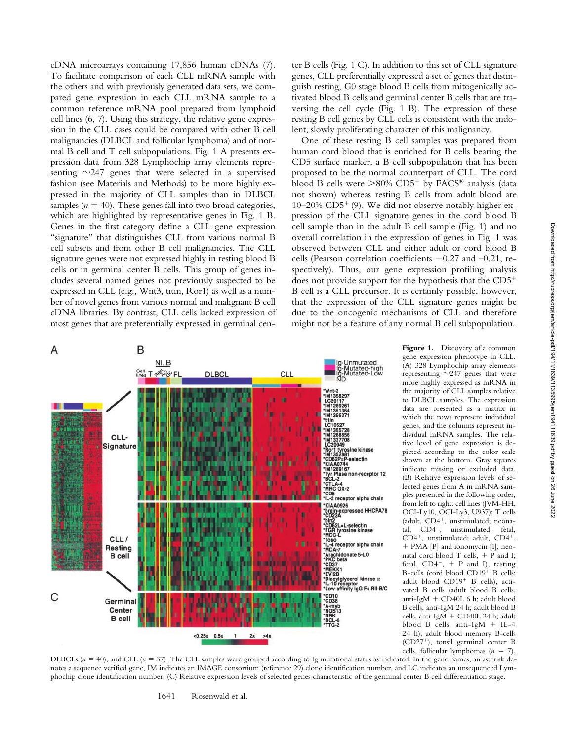cDNA microarrays containing 17,856 human cDNAs (7). To facilitate comparison of each CLL mRNA sample with the others and with previously generated data sets, we compared gene expression in each CLL mRNA sample to a common reference mRNA pool prepared from lymphoid cell lines (6, 7). Using this strategy, the relative gene expression in the CLL cases could be compared with other B cell malignancies (DLBCL and follicular lymphoma) and of normal B cell and T cell subpopulations. Fig. 1 A presents expression data from 328 Lymphochip array elements representing ∼247 genes that were selected in a supervised fashion (see Materials and Methods) to be more highly expressed in the majority of CLL samples than in DLBCL samples ($n = 40$). These genes fall into two broad categories, which are highlighted by representative genes in Fig. 1 B. Genes in the first category define a CLL gene expression "signature" that distinguishes CLL from various normal B cell subsets and from other B cell malignancies. The CLL signature genes were not expressed highly in resting blood B cells or in germinal center B cells. This group of genes includes several named genes not previously suspected to be expressed in CLL (e.g., Wnt3, titin, Ror1) as well as a number of novel genes from various normal and malignant B cell cDNA libraries. By contrast, CLL cells lacked expression of most genes that are preferentially expressed in germinal center B cells (Fig. 1 C). In addition to this set of CLL signature genes, CLL preferentially expressed a set of genes that distinguish resting, G0 stage blood B cells from mitogenically activated blood B cells and germinal center B cells that are traversing the cell cycle (Fig. 1 B). The expression of these resting B cell genes by CLL cells is consistent with the indolent, slowly proliferating character of this malignancy.

One of these resting B cell samples was prepared from human cord blood that is enriched for B cells bearing the CD5 surface marker, a B cell subpopulation that has been proposed to be the normal counterpart of CLL. The cord blood B cells were >80% CD5+ by FACS® analysis (data not shown) whereas resting B cells from adult blood are 10–20% CD5+ (9). We did not observe notably higher expression of the CLL signature genes in the cord blood B cell sample than in the adult B cell sample (Fig. 1) and no overall correlation in the expression of genes in Fig. 1 was observed between CLL and either adult or cord blood B cells (Pearson correlation coefficients −0.27 and −0.21, respectively). Thus, our gene expression profiling analysis does not provide support for the hypothesis that the CD5+ B cell is a CLL precursor. It is certainly possible, however, that the expression of the CLL signature genes might be due to the oncogenic mechanisms of CLL and therefore might not be a feature of any normal B cell subpopulation.

**Figure 1.** Discovery of a common gene expression phenotype in CLL. (A) 328 Lymphochip array elements representing ∼247 genes that were more highly expressed as mRNA in the majority of CLL samples relative to DLBCL samples. The expression data are presented as a matrix in which the rows represent individual genes, and the columns represent individual mRNA samples. The relative level of gene expression is depicted according to the color scale shown at the bottom. Gray squares indicate missing or excluded data. (B) Relative expression levels of selected genes from A in mRNA samples presented in the following order, from left to right: cell lines (JVM-HH, OCI-Ly10, OCI-Ly3, U937); T cells (adult, CD4+, unstimulated; neonatal, CD4+, unstimulated; fetal, CD4+, unstimulated; adult, CD4+, + PMA [P] and ionomycin [I]; neonatal cord blood T cells, + P and I; fetal, CD4+, + P and I), resting B-cells (cord blood CD19+ B cells; adult blood CD19+ B cells), activated B cells (adult blood B cells, anti-IgM + CD40L 6 h; adult blood B cells, anti-IgM 24 h; adult blood B cells, anti-IgM + CD40L 24 h; adult blood B cells, anti-IgM + IL-4 24 h), adult blood memory B-cells (CD27+), tonsil germinal center B cells, follicular lymphomas ($n = 7$), DLBCLs ($n = 40$), and CLL ($n = 37$). The CLL samples were grouped according to Ig mutational status as indicated. In the gene names, an asterisk denotes a sequence verified gene, IM indicates an IMAGE consortium (reference 29) clone identification number, and LC indicates an unsequenced Lymphochip clone identification number. (C) Relative expression levels of selected genes characteristic of the germinal center B cell differentiation stage.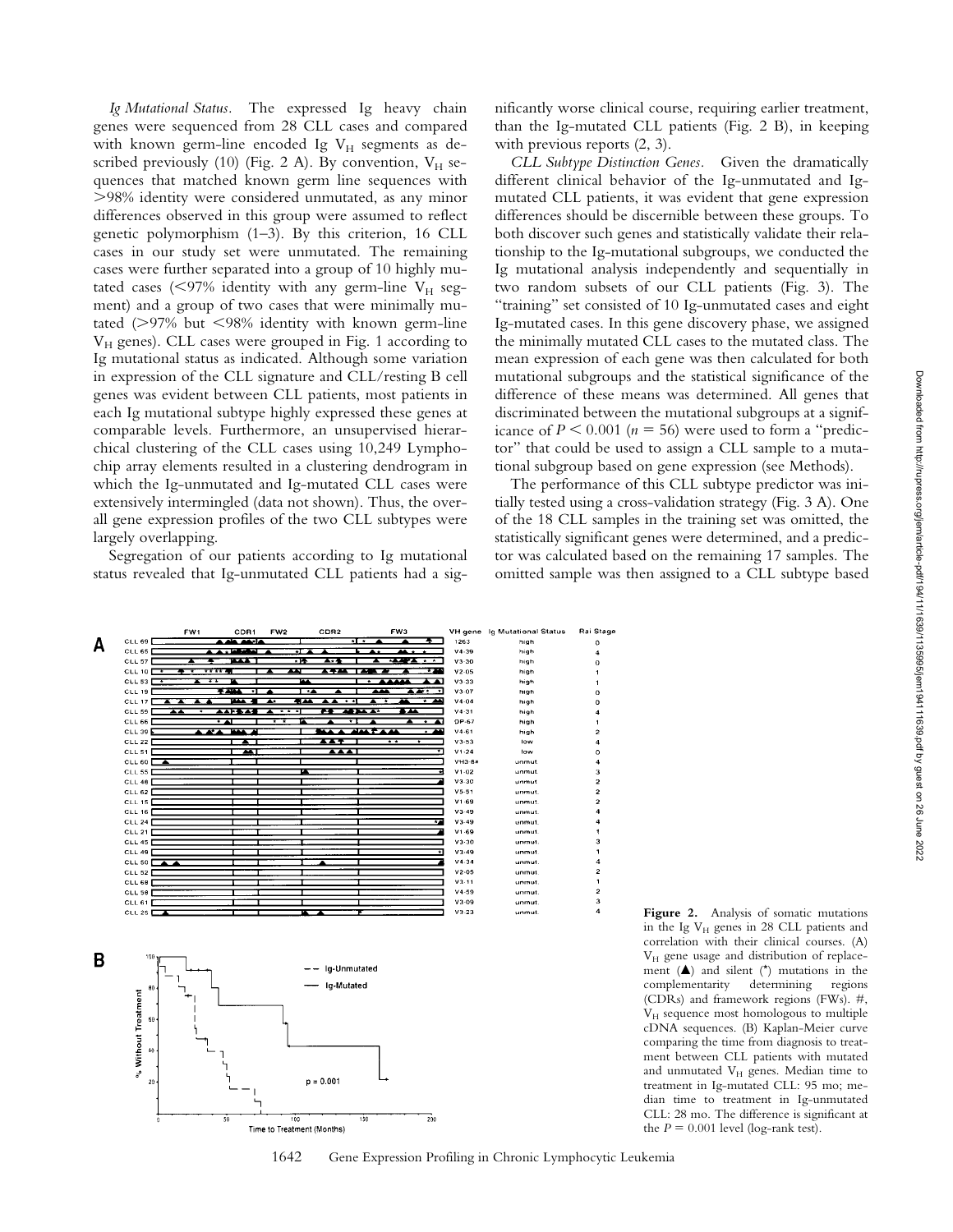*Ig Mutational Status.* The expressed Ig heavy chain genes were sequenced from 28 CLL cases and compared with known germ-line encoded Ig $V_H$ segments as described previously (10) (Fig. 2 A). By convention, $V_H$ sequences that matched known germ line sequences with >98% identity were considered unmutated, as any minor differences observed in this group were assumed to reflect genetic polymorphism (1–3). By this criterion, 16 CLL cases in our study set were unmutated. The remaining cases were further separated into a group of 10 highly mutated cases (<97% identity with any germ-line $V_H$ segment) and a group of two cases that were minimally mutated (>97% but <98% identity with known germ-line $V_H$ genes). CLL cases were grouped in Fig. 1 according to Ig mutational status as indicated. Although some variation in expression of the CLL signature and CLL/resting B cell genes was evident between CLL patients, most patients in each Ig mutational subtype highly expressed these genes at comparable levels. Furthermore, an unsupervised hierarchical clustering of the CLL cases using 10,249 Lymphochip array elements resulted in a clustering dendrogram in which the Ig-unmutated and Ig-mutated CLL cases were extensively intermingled (data not shown). Thus, the overall gene expression profiles of the two CLL subtypes were largely overlapping.

Segregation of our patients according to Ig mutational status revealed that Ig-unmutated CLL patients had a significantly worse clinical course, requiring earlier treatment, than the Ig-mutated CLL patients (Fig. 2 B), in keeping with previous reports (2, 3).

*CLL Subtype Distinction Genes.* Given the dramatically different clinical behavior of the Ig-unmutated and Ig-mutated CLL patients, it was evident that gene expression differences should be discernible between these groups. To both discover such genes and statistically validate their relationship to the Ig-mutational subgroups, we conducted the Ig mutational analysis independently and sequentially in two random subsets of our CLL patients (Fig. 3). The "training" set consisted of 10 Ig-unmutated cases and eight Ig-mutated cases. In this gene discovery phase, we assigned the minimally mutated CLL cases to the mutated class. The mean expression of each gene was then calculated for both mutational subgroups and the statistical significance of the difference of these means was determined. All genes that discriminated between the mutational subgroups at a significance of $P < 0.001$ ($n = 56$) were used to form a "predictor" that could be used to assign a CLL sample to a mutational subgroup based on gene expression (see Methods).

The performance of this CLL subtype predictor was initially tested using a cross-validation strategy (Fig. 3 A). One of the 18 CLL samples in the training set was omitted, the statistically significant genes were determined, and a predictor was calculated based on the remaining 17 samples. The omitted sample was then assigned to a CLL subtype based

**Figure 2.** Analysis of somatic mutations in the Ig $V_H$ genes in 28 CLL patients and correlation with their clinical courses. (A) $V_H$ gene usage and distribution of replacement (▲) and silent (*) mutations in the complementarity determining regions (CDRs) and framework regions (FWs). #, $V_H$ sequence most homologous to multiple cDNA sequences. (B) Kaplan-Meier curve comparing the time from diagnosis to treatment between CLL patients with mutated and unmutated $V_H$ genes. Median time to treatment in Ig-mutated CLL: 95 mo; median time to treatment in Ig-unmutated CLL: 28 mo. The difference is significant at the $P = 0.001$ level (log-rank test).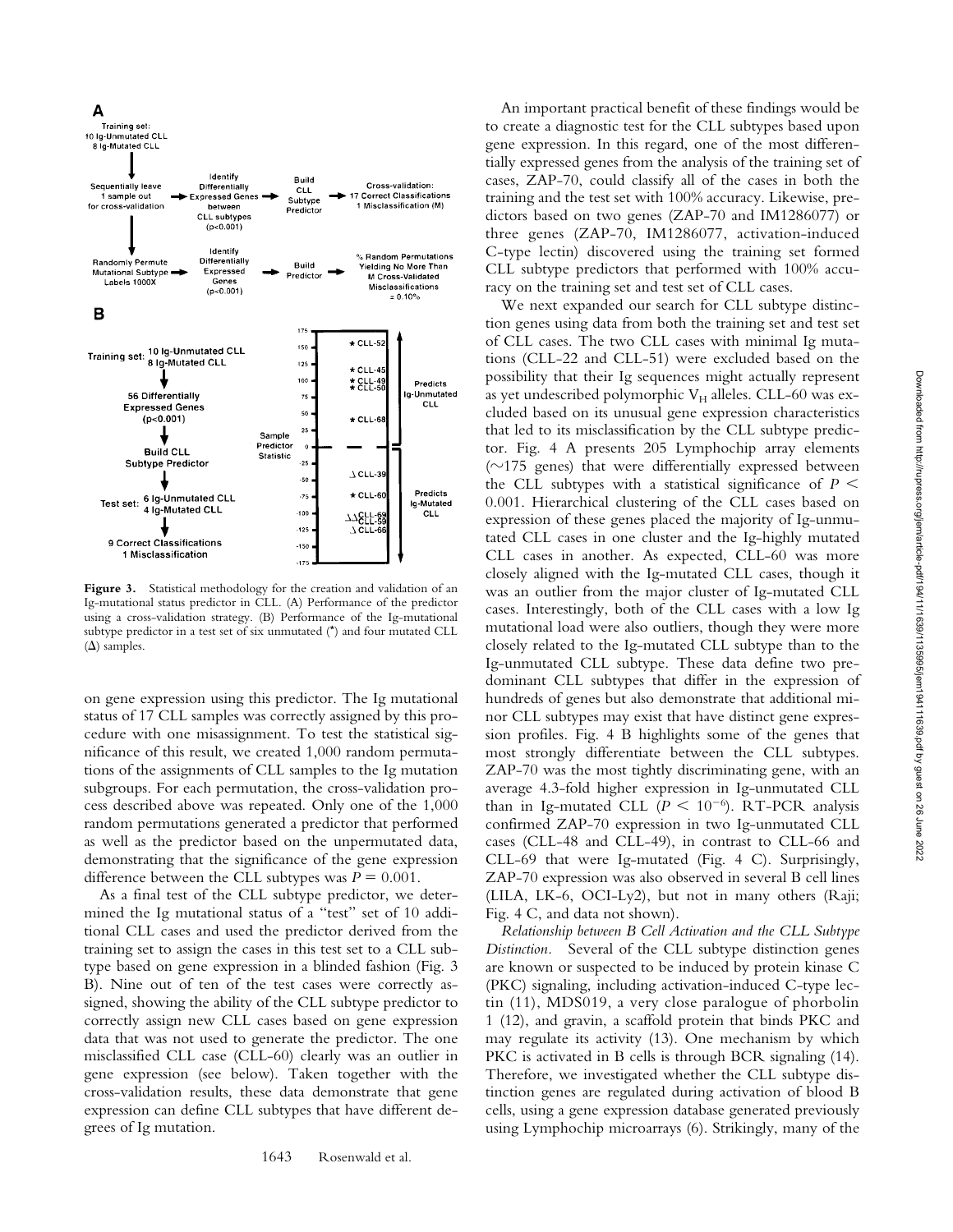**Figure 3.** Statistical methodology for the creation and validation of an Ig-mutational status predictor in CLL. (A) Performance of the predictor using a cross-validation strategy. (B) Performance of the Ig-mutational subtype predictor in a test set of six unmutated (*) and four mutated CLL (Δ) samples.

on gene expression using this predictor. The Ig mutational status of 17 CLL samples was correctly assigned by this procedure with one misassignment. To test the statistical significance of this result, we created 1,000 random permutations of the assignments of CLL samples to the Ig mutation subgroups. For each permutation, the cross-validation process described above was repeated. Only one of the 1,000 random permutations generated a predictor that performed as well as the predictor based on the unpermutated data, demonstrating that the significance of the gene expression difference between the CLL subtypes was $P = 0.001$.

As a final test of the CLL subtype predictor, we determined the Ig mutational status of a "test" set of 10 additional CLL cases and used the predictor derived from the training set to assign the cases in this test set to a CLL subtype based on gene expression in a blinded fashion (Fig. 3 B). Nine out of ten of the test cases were correctly assigned, showing the ability of the CLL subtype predictor to correctly assign new CLL cases based on gene expression data that was not used to generate the predictor. The one misclassified CLL case (CLL-60) clearly was an outlier in gene expression (see below). Taken together with the cross-validation results, these data demonstrate that gene expression can define CLL subtypes that have different degrees of Ig mutation.

An important practical benefit of these findings would be to create a diagnostic test for the CLL subtypes based upon gene expression. In this regard, one of the most differentially expressed genes from the analysis of the training set of cases, ZAP-70, could classify all of the cases in both the training and the test set with 100% accuracy. Likewise, predictors based on two genes (ZAP-70 and IM1286077) or three genes (ZAP-70, IM1286077, activation-induced C-type lectin) discovered using the training set formed CLL subtype predictors that performed with 100% accuracy on the training set and test set of CLL cases.

We next expanded our search for CLL subtype distinction genes using data from both the training set and test set of CLL cases. The two CLL cases with minimal Ig mutations (CLL-22 and CLL-51) were excluded based on the possibility that their Ig sequences might actually represent as yet undescribed polymorphic $V_H$ alleles. CLL-60 was excluded based on its unusual gene expression characteristics that led to its misclassification by the CLL subtype predictor. Fig. 4 A presents 205 Lymphochip array elements (~175 genes) that were differentially expressed between the CLL subtypes with a statistical significance of $P < 0.001$. Hierarchical clustering of the CLL cases based on expression of these genes placed the majority of Ig-unmutated CLL cases in one cluster and the Ig-highly mutated CLL cases in another. As expected, CLL-60 was more closely aligned with the Ig-mutated CLL cases, though it was an outlier from the major cluster of Ig-mutated CLL cases. Interestingly, both of the CLL cases with a low Ig mutational load were also outliers, though they were more closely related to the Ig-mutated CLL subtype than to the Ig-unmutated CLL subtype. These data define two predominant CLL subtypes that differ in the expression of hundreds of genes but also demonstrate that additional minor CLL subtypes may exist that have distinct gene expression profiles. Fig. 4 B highlights some of the genes that most strongly differentiate between the CLL subtypes. ZAP-70 was the most tightly discriminating gene, with an average 4.3-fold higher expression in Ig-unmutated CLL than in Ig-mutated CLL ($P < 10^{-6}$). RT-PCR analysis confirmed ZAP-70 expression in two Ig-unmutated CLL cases (CLL-48 and CLL-49), in contrast to CLL-66 and CLL-69 that were Ig-mutated (Fig. 4 C). Surprisingly, ZAP-70 expression was also observed in several B cell lines (LILA, LK-6, OCI-Ly2), but not in many others (Raji; Fig. 4 C, and data not shown).

*Relationship between B Cell Activation and the CLL Subtype Distinction.* Several of the CLL subtype distinction genes are known or suspected to be induced by protein kinase C (PKC) signaling, including activation-induced C-type lectin (11), MDS019, a very close paralogue of phorbolin 1 (12), and gravin, a scaffold protein that binds PKC and may regulate its activity (13). One mechanism by which PKC is activated in B cells is through BCR signaling (14). Therefore, we investigated whether the CLL subtype distinction genes are regulated during activation of blood B cells, using a gene expression database generated previously using Lymphochip microarrays (6). Strikingly, many of the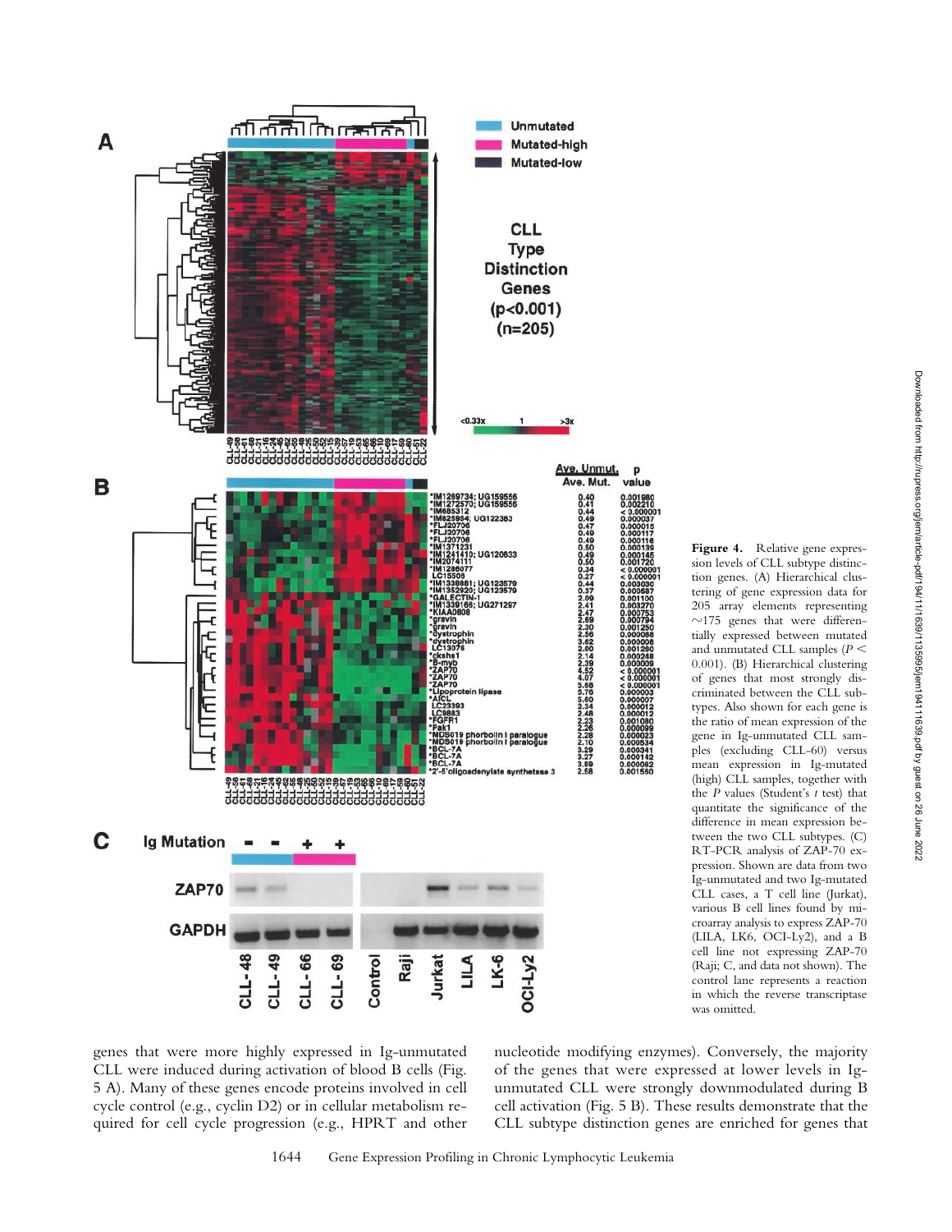**Figure 4.** Relative gene expression levels of CLL subtype distinction genes. (A) Hierarchical clustering of gene expression data for 205 array elements representing ~175 genes that were differentially expressed between mutated and unmutated CLL samples ($P < 0.001$). (B) Hierarchical clustering of genes that most strongly discriminated between the CLL subtypes. Also shown for each gene is the ratio of mean expression of the gene in Ig-unmutated CLL samples (excluding CLL-60) versus mean expression in Ig-mutated (high) CLL samples, together with the $P$ values (Student's $t$ test) that quantitate the significance of the difference in mean expression between the two CLL subtypes. (C) RT-PCR analysis of ZAP-70 expression. Shown are data from two Ig-unmutated and two Ig-mutated CLL cases, a T cell line (Jurkat), various B cell lines found by microarray analysis to express ZAP-70 (LILA, LK6, OCI-Ly2), and a B cell line not expressing ZAP-70 (Raji; C, and data not shown). The control lane represents a reaction in which the reverse transcriptase was omitted.

genes that were more highly expressed in Ig-unmutated CLL were induced during activation of blood B cells (Fig. 5 A). Many of these genes encode proteins involved in cell cycle control (e.g., cyclin D2) or in cellular metabolism required for cell cycle progression (e.g., HPRT and other nucleotide modifying enzymes). Conversely, the majority of the genes that were expressed at lower levels in Ig-unmutated CLL were strongly downmodulated during B cell activation (Fig. 5 B). These results demonstrate that the CLL subtype distinction genes are enriched for genes that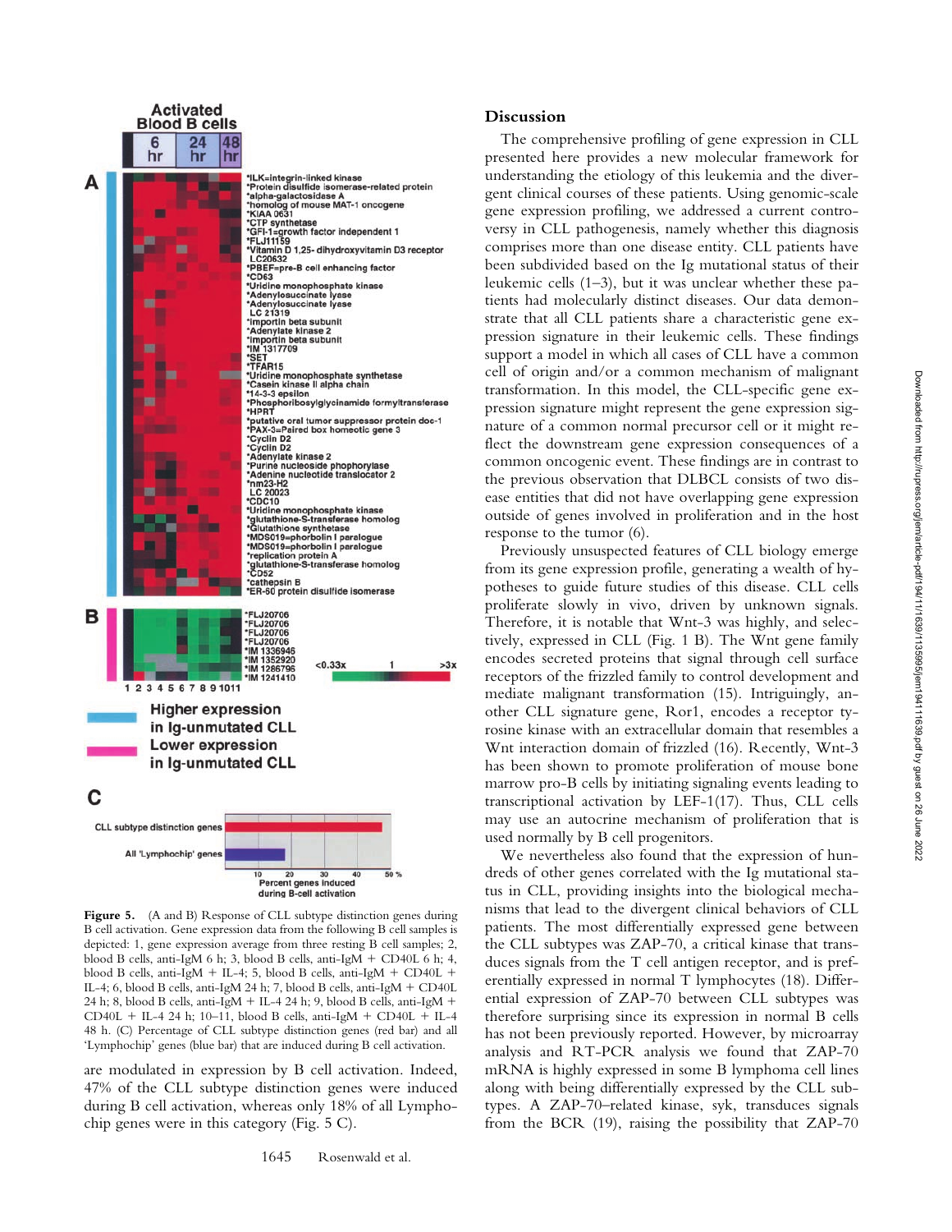**Figure 5.** (A and B) Response of CLL subtype distinction genes during B cell activation. Gene expression data from the following B cell samples is depicted: 1, gene expression average from three resting B cell samples; 2, blood B cells, anti-IgM 6 h; 3, blood B cells, anti-IgM + CD40L 6 h; 4, blood B cells, anti-IgM + IL-4; 5, blood B cells, anti-IgM + CD40L + IL-4; 6, blood B cells, anti-IgM 24 h; 7, blood B cells, anti-IgM + CD40L 24 h; 8, blood B cells, anti-IgM + IL-4 24 h; 9, blood B cells, anti-IgM + CD40L + IL-4 24 h; 10–11, blood B cells, anti-IgM + CD40L + IL-4 48 h. (C) Percentage of CLL subtype distinction genes (red bar) and all 'Lymphochip' genes (blue bar) that are induced during B cell activation.

are modulated in expression by B cell activation. Indeed, 47% of the CLL subtype distinction genes were induced during B cell activation, whereas only 18% of all Lymphochip genes were in this category (Fig. 5 C).

## Discussion

The comprehensive profiling of gene expression in CLL presented here provides a new molecular framework for understanding the etiology of this leukemia and the divergent clinical courses of these patients. Using genomic-scale gene expression profiling, we addressed a current controversy in CLL pathogenesis, namely whether this diagnosis comprises more than one disease entity. CLL patients have been subdivided based on the Ig mutational status of their leukemic cells (1–3), but it was unclear whether these patients had molecularly distinct diseases. Our data demonstrate that all CLL patients share a characteristic gene expression signature in their leukemic cells. These findings support a model in which all cases of CLL have a common cell of origin and/or a common mechanism of malignant transformation. In this model, the CLL-specific gene expression signature might represent the gene expression signature of a common normal precursor cell or it might reflect the downstream gene expression consequences of a common oncogenic event. These findings are in contrast to the previous observation that DLBCL consists of two disease entities that did not have overlapping gene expression outside of genes involved in proliferation and in the host response to the tumor (6).

Previously unsuspected features of CLL biology emerge from its gene expression profile, generating a wealth of hypotheses to guide future studies of this disease. CLL cells proliferate slowly in vivo, driven by unknown signals. Therefore, it is notable that Wnt-3 was highly, and selectively, expressed in CLL (Fig. 1 B). The Wnt gene family encodes secreted proteins that signal through cell surface receptors of the frizzled family to control development and mediate malignant transformation (15). Intriguingly, another CLL signature gene, Ror1, encodes a receptor tyrosine kinase with an extracellular domain that resembles a Wnt interaction domain of frizzled (16). Recently, Wnt-3 has been shown to promote proliferation of mouse bone marrow pro-B cells by initiating signaling events leading to transcriptional activation by LEF-1(17). Thus, CLL cells may use an autocrine mechanism of proliferation that is used normally by B cell progenitors.

We nevertheless also found that the expression of hundreds of other genes correlated with the Ig mutational status in CLL, providing insights into the biological mechanisms that lead to the divergent clinical behaviors of CLL patients. The most differentially expressed gene between the CLL subtypes was ZAP-70, a critical kinase that transduces signals from the T cell antigen receptor, and is preferentially expressed in normal T lymphocytes (18). Differential expression of ZAP-70 between CLL subtypes was therefore surprising since its expression in normal B cells has not been previously reported. However, by microarray analysis and RT-PCR analysis we found that ZAP-70 mRNA is highly expressed in some B lymphoma cell lines along with being differentially expressed by the CLL subtypes. A ZAP-70–related kinase, syk, transduces signals from the BCR (19), raising the possibility that ZAP-70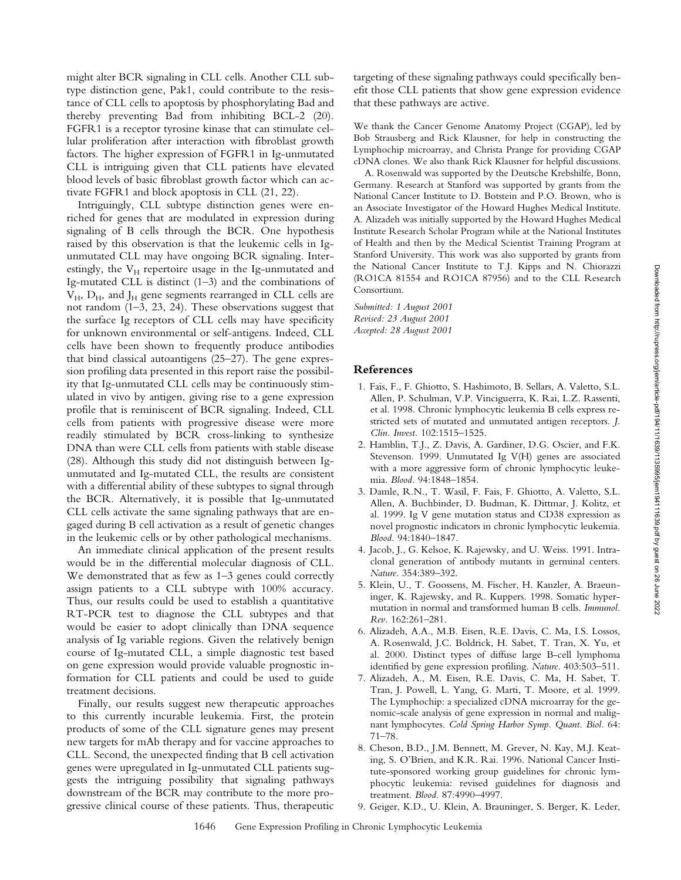might alter BCR signaling in CLL cells. Another CLL subtype distinction gene, Pak1, could contribute to the resistance of CLL cells to apoptosis by phosphorylating Bad and thereby preventing Bad from inhibiting BCL-2 (20). FGFR1 is a receptor tyrosine kinase that can stimulate cellular proliferation after interaction with fibroblast growth factors. The higher expression of FGFR1 in Ig-unmutated CLL is intriguing given that CLL patients have elevated blood levels of basic fibroblast growth factor which can activate FGFR1 and block apoptosis in CLL (21, 22).

Intriguingly, CLL subtype distinction genes were enriched for genes that are modulated in expression during signaling of B cells through the BCR. One hypothesis raised by this observation is that the leukemic cells in Ig-unmutated CLL may have ongoing BCR signaling. Interestingly, the $V_H$ repertoire usage in the Ig-unmutated and Ig-mutated CLL is distinct (1–3) and the combinations of $V_H$, $D_H$, and $J_H$ gene segments rearranged in CLL cells are not random (1–3, 23, 24). These observations suggest that the surface Ig receptors of CLL cells may have specificity for unknown environmental or self-antigens. Indeed, CLL cells have been shown to frequently produce antibodies that bind classical autoantigens (25–27). The gene expression profiling data presented in this report raise the possibility that Ig-unmutated CLL cells may be continuously stimulated in vivo by antigen, giving rise to a gene expression profile that is reminiscent of BCR signaling. Indeed, CLL cells from patients with progressive disease were more readily stimulated by BCR cross-linking to synthesize DNA than were CLL cells from patients with stable disease (28). Although this study did not distinguish between Ig-unmutated and Ig-mutated CLL, the results are consistent with a differential ability of these subtypes to signal through the BCR. Alternatively, it is possible that Ig-unmutated CLL cells activate the same signaling pathways that are engaged during B cell activation as a result of genetic changes in the leukemic cells or by other pathological mechanisms.

An immediate clinical application of the present results would be in the differential molecular diagnosis of CLL. We demonstrated that as few as 1–3 genes could correctly assign patients to a CLL subtype with 100% accuracy. Thus, our results could be used to establish a quantitative RT-PCR test to diagnose the CLL subtypes and that would be easier to adopt clinically than DNA sequence analysis of Ig variable regions. Given the relatively benign course of Ig-mutated CLL, a simple diagnostic test based on gene expression would provide valuable prognostic information for CLL patients and could be used to guide treatment decisions.

Finally, our results suggest new therapeutic approaches to this currently incurable leukemia. First, the protein products of some of the CLL signature genes may present new targets for mAb therapy and for vaccine approaches to CLL. Second, the unexpected finding that B cell activation genes were upregulated in Ig-unmutated CLL patients suggests the intriguing possibility that signaling pathways downstream of the BCR may contribute to the more progressive clinical course of these patients. Thus, therapeutic targeting of these signaling pathways could specifically benefit those CLL patients that show gene expression evidence that these pathways are active.

We thank the Cancer Genome Anatomy Project (CGAP), led by Bob Strausberg and Rick Klausner, for help in constructing the Lymphochip microarray, and Christa Prange for providing CGAP cDNA clones. We also thank Rick Klausner for helpful discussions.

A. Rosenwald was supported by the Deutsche Krebshilfe, Bonn, Germany. Research at Stanford was supported by grants from the National Cancer Institute to D. Botstein and P.O. Brown, who is an Associate Investigator of the Howard Hughes Medical Institute. A. Alizadeh was initially supported by the Howard Hughes Medical Institute Research Scholar Program while at the National Institutes of Health and then by the Medical Scientist Training Program at Stanford University. This work was also supported by grants from the National Cancer Institute to T.J. Kipps and N. Chiorazzi (RO1CA 81554 and RO1CA 87956) and to the CLL Research Consortium.

*Submitted: 1 August 2001*
*Revised: 23 August 2001*
*Accepted: 28 August 2001*

## References

1. Fais, F., F. Ghiotto, S. Hashimoto, B. Sellars, A. Valetto, S.L. Allen, P. Schulman, V.P. Vinciguerra, K. Rai, L.Z. Rassenti, et al. 1998. Chronic lymphocytic leukemia B cells express restricted sets of mutated and unmutated antigen receptors. *J. Clin. Invest.* 102:1515–1525.
2. Hamblin, T.J., Z. Davis, A. Gardiner, D.G. Oscier, and F.K. Stevenson. 1999. Unmutated Ig V(H) genes are associated with a more aggressive form of chronic lymphocytic leukemia. *Blood.* 94:1848–1854.
3. Damle, R.N., T. Wasil, F. Fais, F. Ghiotto, A. Valetto, S.L. Allen, A. Buchbinder, D. Budman, K. Dittmar, J. Kolitz, et al. 1999. Ig V gene mutation status and CD38 expression as novel prognostic indicators in chronic lymphocytic leukemia. *Blood.* 94:1840–1847.
4. Jacob, J., G. Kelsoe, K. Rajewsky, and U. Weiss. 1991. Intraclonal generation of antibody mutants in germinal centers. *Nature.* 354:389–392.
5. Klein, U., T. Goossens, M. Fischer, H. Kanzler, A. Braeuninger, K. Rajewsky, and R. Kuppers. 1998. Somatic hypermutation in normal and transformed human B cells. *Immunol. Rev.* 162:261–281.
6. Alizadeh, A.A., M.B. Eisen, R.E. Davis, C. Ma, I.S. Lossos, A. Rosenwald, J.C. Boldrick, H. Sabet, T. Tran, X. Yu, et al. 2000. Distinct types of diffuse large B-cell lymphoma identified by gene expression profiling. *Nature.* 403:503–511.
7. Alizadeh, A., M. Eisen, R.E. Davis, C. Ma, H. Sabet, T. Tran, J. Powell, L. Yang, G. Marti, T. Moore, et al. 1999. The Lymphochip: a specialized cDNA microarray for the genomic-scale analysis of gene expression in normal and malignant lymphocytes. *Cold Spring Harbor Symp. Quant. Biol.* 64: 71–78.
8. Cheson, B.D., J.M. Bennett, M. Grever, N. Kay, M.J. Keating, S. O'Brien, and K.R. Rai. 1996. National Cancer Institute-sponsored working group guidelines for chronic lymphocytic leukemia: revised guidelines for diagnosis and treatment. *Blood.* 87:4990–4997.
9. Geiger, K.D., U. Klein, A. Brauninger, S. Berger, K. Leder,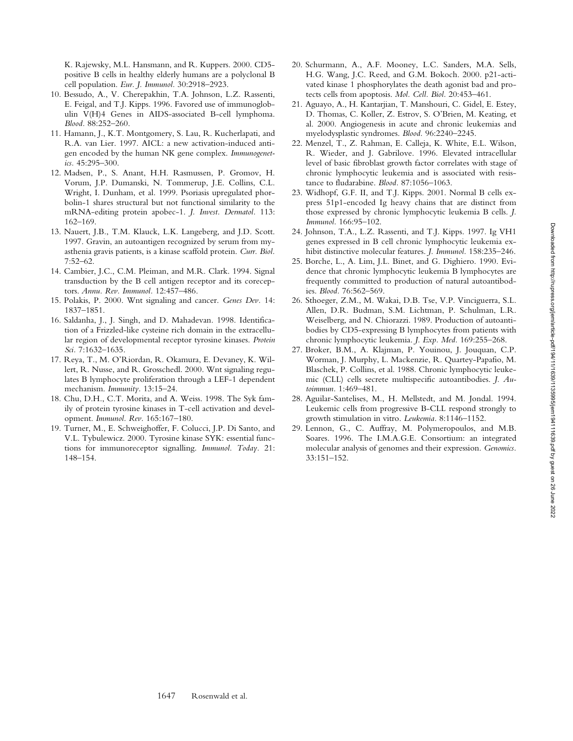K. Rajewsky, M.L. Hansmann, and R. Kuppers. 2000. CD5-positive B cells in healthy elderly humans are a polyclonal B cell population. *Eur. J. Immunol.* 30:2918–2923.

10. Bessudo, A., V. Cherepakhin, T.A. Johnson, L.Z. Rassenti, E. Feigal, and T.J. Kipps. 1996. Favored use of immunoglobulin V(H)4 Genes in AIDS-associated B-cell lymphoma. *Blood.* 88:252–260.
11. Hamann, J., K.T. Montgomery, S. Lau, R. Kucherlapati, and R.A. van Lier. 1997. AICL: a new activation-induced antigen encoded by the human NK gene complex. *Immunogenetics.* 45:295–300.
12. Madsen, P., S. Anant, H.H. Rasmussen, P. Gromov, H. Vorum, J.P. Dumanski, N. Tommerup, J.E. Collins, C.L. Wright, I. Dunham, et al. 1999. Psoriasis upregulated phorbolin-1 shares structural but not functional similarity to the mRNA-editing protein apobec-1. *J. Invest. Dermatol.* 113: 162–169.
13. Nauert, J.B., T.M. Klauck, L.K. Langeberg, and J.D. Scott. 1997. Gravin, an autoantigen recognized by serum from myasthenia gravis patients, is a kinase scaffold protein. *Curr. Biol.* 7:52–62.
14. Cambier, J.C., C.M. Pleiman, and M.R. Clark. 1994. Signal transduction by the B cell antigen receptor and its coreceptors. *Annu. Rev. Immunol.* 12:457–486.
15. Polakis, P. 2000. Wnt signaling and cancer. *Genes Dev.* 14: 1837–1851.
16. Saldanha, J., J. Singh, and D. Mahadevan. 1998. Identification of a Frizzled-like cysteine rich domain in the extracellular region of developmental receptor tyrosine kinases. *Protein Sci.* 7:1632–1635.
17. Reya, T., M. O'Riordan, R. Okamura, E. Devaney, K. Willert, R. Nusse, and R. Grosschedl. 2000. Wnt signaling regulates B lymphocyte proliferation through a LEF-1 dependent mechanism. *Immunity.* 13:15–24.
18. Chu, D.H., C.T. Morita, and A. Weiss. 1998. The Syk family of protein tyrosine kinases in T-cell activation and development. *Immunol. Rev.* 165:167–180.
19. Turner, M., E. Schweighoffer, F. Colucci, J.P. Di Santo, and V.L. Tybulewicz. 2000. Tyrosine kinase SYK: essential functions for immunoreceptor signalling. *Immunol. Today.* 21: 148–154.
20. Schurmann, A., A.F. Mooney, L.C. Sanders, M.A. Sells, H.G. Wang, J.C. Reed, and G.M. Bokoch. 2000. p21-activated kinase 1 phosphorylates the death agonist bad and protects cells from apoptosis. *Mol. Cell. Biol.* 20:453–461.
21. Aguayo, A., H. Kantarjian, T. Manshouri, C. Gidel, E. Estey, D. Thomas, C. Koller, Z. Estrov, S. O'Brien, M. Keating, et al. 2000. Angiogenesis in acute and chronic leukemias and myelodysplastic syndromes. *Blood.* 96:2240–2245.
22. Menzel, T., Z. Rahman, E. Calleja, K. White, E.L. Wilson, R. Wieder, and J. Gabrilove. 1996. Elevated intracellular level of basic fibroblast growth factor correlates with stage of chronic lymphocytic leukemia and is associated with resistance to fludarabine. *Blood.* 87:1056–1063.
23. Widhopf, G.F. II, and T.J. Kipps. 2001. Normal B cells express 51p1-encoded Ig heavy chains that are distinct from those expressed by chronic lymphocytic leukemia B cells. *J. Immunol.* 166:95–102.
24. Johnson, T.A., L.Z. Rassenti, and T.J. Kipps. 1997. Ig VH1 genes expressed in B cell chronic lymphocytic leukemia exhibit distinctive molecular features. *J. Immunol.* 158:235–246.
25. Borche, L., A. Lim, J.L. Binet, and G. Dighiero. 1990. Evidence that chronic lymphocytic leukemia B lymphocytes are frequently committed to production of natural autoantibodies. *Blood.* 76:562–569.
26. Sthoeger, Z.M., M. Wakai, D.B. Tse, V.P. Vinciguerra, S.L. Allen, D.R. Budman, S.M. Lichtman, P. Schulman, L.R. Weiselberg, and N. Chiorazzi. 1989. Production of autoantibodies by CD5-expressing B lymphocytes from patients with chronic lymphocytic leukemia. *J. Exp. Med.* 169:255–268.
27. Broker, B.M., A. Klajman, P. Youinou, J. Jouquan, C.P. Worman, J. Murphy, L. Mackenzie, R. Quartey-Papafio, M. Blaschek, P. Collins, et al. 1988. Chronic lymphocytic leukemic (CLL) cells secrete multispecific autoantibodies. *J. Autoimmun.* 1:469–481.
28. Aguilar-Santelises, M., H. Mellstedt, and M. Jondal. 1994. Leukemic cells from progressive B-CLL respond strongly to growth stimulation in vitro. *Leukemia.* 8:1146–1152.
29. Lennon, G., C. Auffray, M. Polymeropoulos, and M.B. Soares. 1996. The I.M.A.G.E. Consortium: an integrated molecular analysis of genomes and their expression. *Genomics.* 33:151–152.